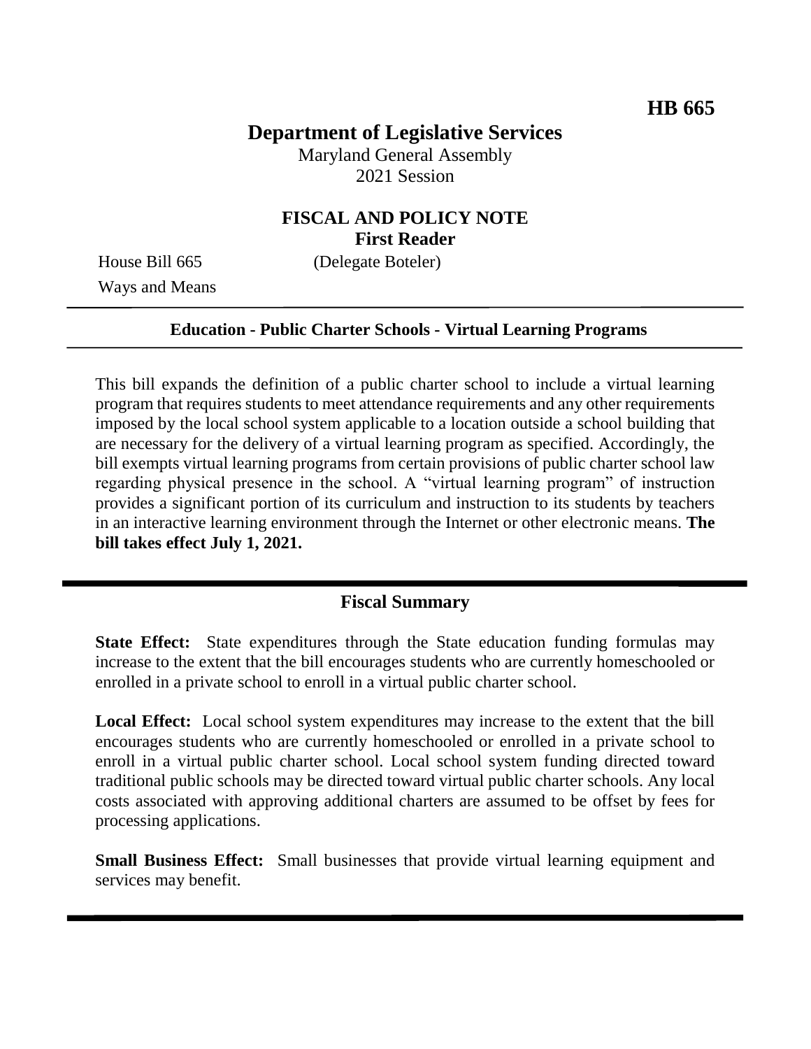**HB 665**

# Department of Legislative Services

Maryland General Assembly
2021 Session

## FISCAL AND POLICY NOTE
**First Reader**

House Bill 665 (Delegate Boteler)
Ways and Means

**Education - Public Charter Schools - Virtual Learning Programs**

This bill expands the definition of a public charter school to include a virtual learning program that requires students to meet attendance requirements and any other requirements imposed by the local school system applicable to a location outside a school building that are necessary for the delivery of a virtual learning program as specified. Accordingly, the bill exempts virtual learning programs from certain provisions of public charter school law regarding physical presence in the school. A "virtual learning program" of instruction provides a significant portion of its curriculum and instruction to its students by teachers in an interactive learning environment through the Internet or other electronic means. **The bill takes effect July 1, 2021.**

## Fiscal Summary

**State Effect:** State expenditures through the State education funding formulas may increase to the extent that the bill encourages students who are currently homeschooled or enrolled in a private school to enroll in a virtual public charter school.

**Local Effect:** Local school system expenditures may increase to the extent that the bill encourages students who are currently homeschooled or enrolled in a private school to enroll in a virtual public charter school. Local school system funding directed toward traditional public schools may be directed toward virtual public charter schools. Any local costs associated with approving additional charters are assumed to be offset by fees for processing applications.

**Small Business Effect:** Small businesses that provide virtual learning equipment and services may benefit.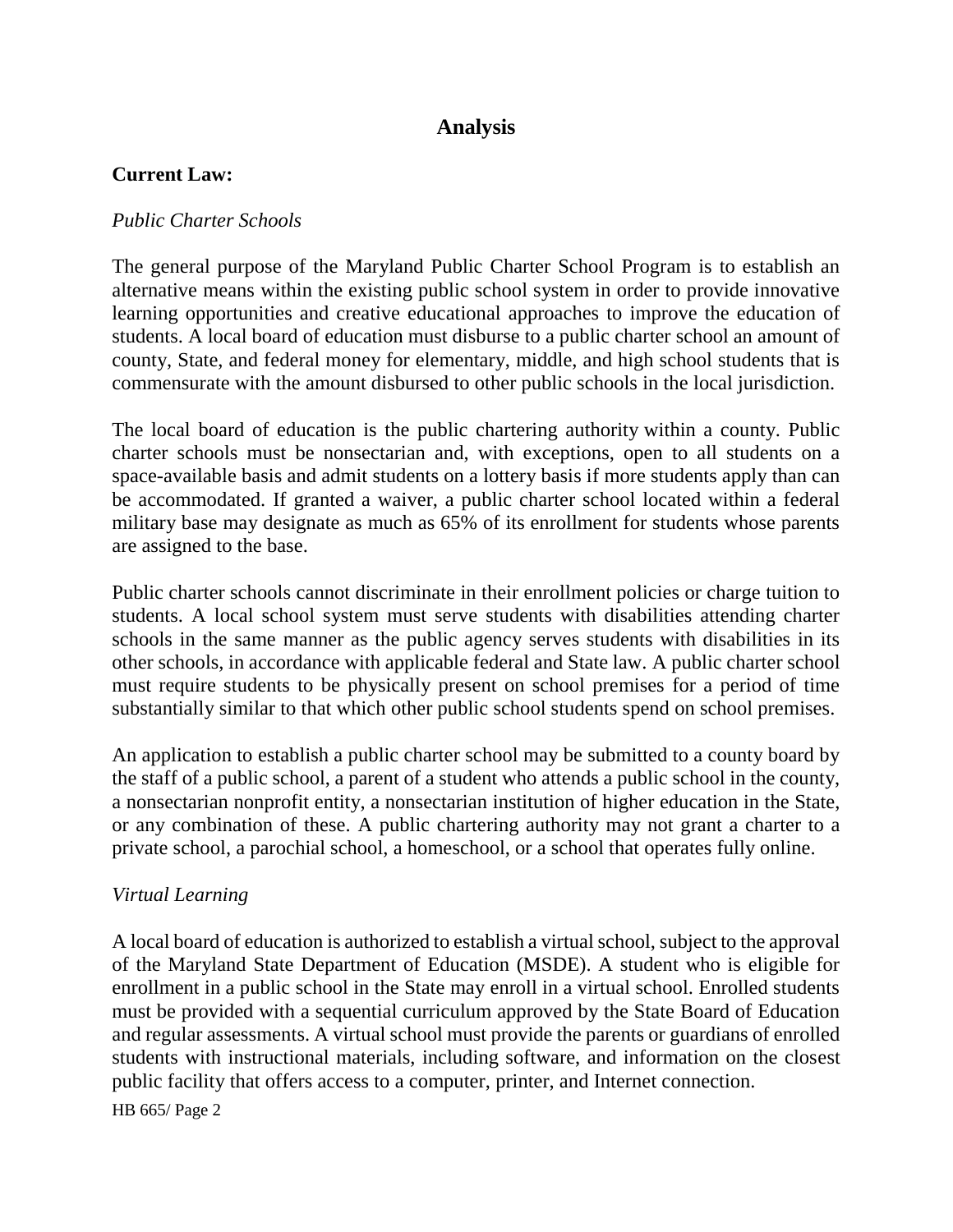## Analysis

**Current Law:**

*Public Charter Schools*

The general purpose of the Maryland Public Charter School Program is to establish an alternative means within the existing public school system in order to provide innovative learning opportunities and creative educational approaches to improve the education of students. A local board of education must disburse to a public charter school an amount of county, State, and federal money for elementary, middle, and high school students that is commensurate with the amount disbursed to other public schools in the local jurisdiction.

The local board of education is the public chartering authority within a county. Public charter schools must be nonsectarian and, with exceptions, open to all students on a space-available basis and admit students on a lottery basis if more students apply than can be accommodated. If granted a waiver, a public charter school located within a federal military base may designate as much as 65% of its enrollment for students whose parents are assigned to the base.

Public charter schools cannot discriminate in their enrollment policies or charge tuition to students. A local school system must serve students with disabilities attending charter schools in the same manner as the public agency serves students with disabilities in its other schools, in accordance with applicable federal and State law. A public charter school must require students to be physically present on school premises for a period of time substantially similar to that which other public school students spend on school premises.

An application to establish a public charter school may be submitted to a county board by the staff of a public school, a parent of a student who attends a public school in the county, a nonsectarian nonprofit entity, a nonsectarian institution of higher education in the State, or any combination of these. A public chartering authority may not grant a charter to a private school, a parochial school, a homeschool, or a school that operates fully online.

*Virtual Learning*

A local board of education is authorized to establish a virtual school, subject to the approval of the Maryland State Department of Education (MSDE). A student who is eligible for enrollment in a public school in the State may enroll in a virtual school. Enrolled students must be provided with a sequential curriculum approved by the State Board of Education and regular assessments. A virtual school must provide the parents or guardians of enrolled students with instructional materials, including software, and information on the closest public facility that offers access to a computer, printer, and Internet connection.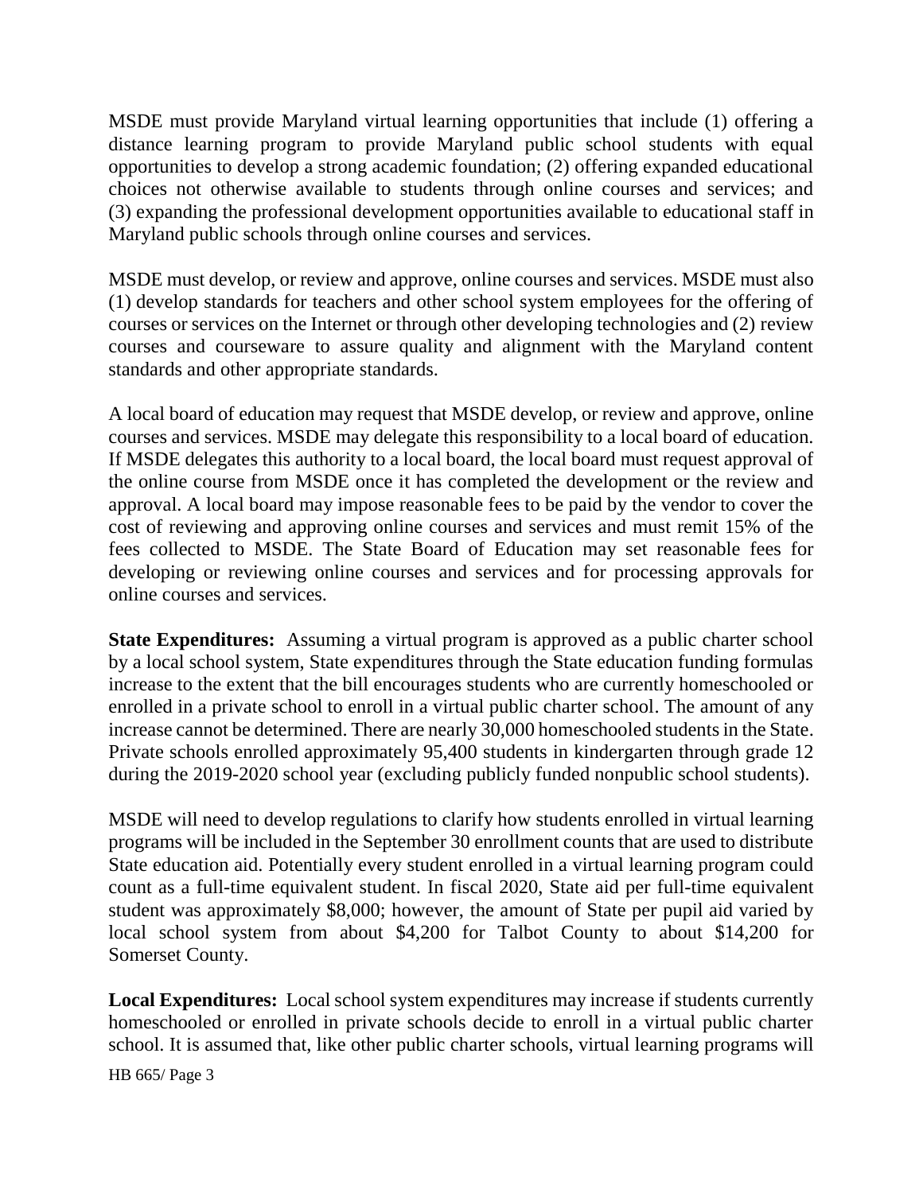MSDE must provide Maryland virtual learning opportunities that include (1) offering a distance learning program to provide Maryland public school students with equal opportunities to develop a strong academic foundation; (2) offering expanded educational choices not otherwise available to students through online courses and services; and (3) expanding the professional development opportunities available to educational staff in Maryland public schools through online courses and services.

MSDE must develop, or review and approve, online courses and services. MSDE must also (1) develop standards for teachers and other school system employees for the offering of courses or services on the Internet or through other developing technologies and (2) review courses and courseware to assure quality and alignment with the Maryland content standards and other appropriate standards.

A local board of education may request that MSDE develop, or review and approve, online courses and services. MSDE may delegate this responsibility to a local board of education. If MSDE delegates this authority to a local board, the local board must request approval of the online course from MSDE once it has completed the development or the review and approval. A local board may impose reasonable fees to be paid by the vendor to cover the cost of reviewing and approving online courses and services and must remit 15% of the fees collected to MSDE. The State Board of Education may set reasonable fees for developing or reviewing online courses and services and for processing approvals for online courses and services.

**State Expenditures:** Assuming a virtual program is approved as a public charter school by a local school system, State expenditures through the State education funding formulas increase to the extent that the bill encourages students who are currently homeschooled or enrolled in a private school to enroll in a virtual public charter school. The amount of any increase cannot be determined. There are nearly 30,000 homeschooled students in the State. Private schools enrolled approximately 95,400 students in kindergarten through grade 12 during the 2019-2020 school year (excluding publicly funded nonpublic school students).

MSDE will need to develop regulations to clarify how students enrolled in virtual learning programs will be included in the September 30 enrollment counts that are used to distribute State education aid. Potentially every student enrolled in a virtual learning program could count as a full-time equivalent student. In fiscal 2020, State aid per full-time equivalent student was approximately $8,000; however, the amount of State per pupil aid varied by local school system from about $4,200 for Talbot County to about $14,200 for Somerset County.

**Local Expenditures:** Local school system expenditures may increase if students currently homeschooled or enrolled in private schools decide to enroll in a virtual public charter school. It is assumed that, like other public charter schools, virtual learning programs will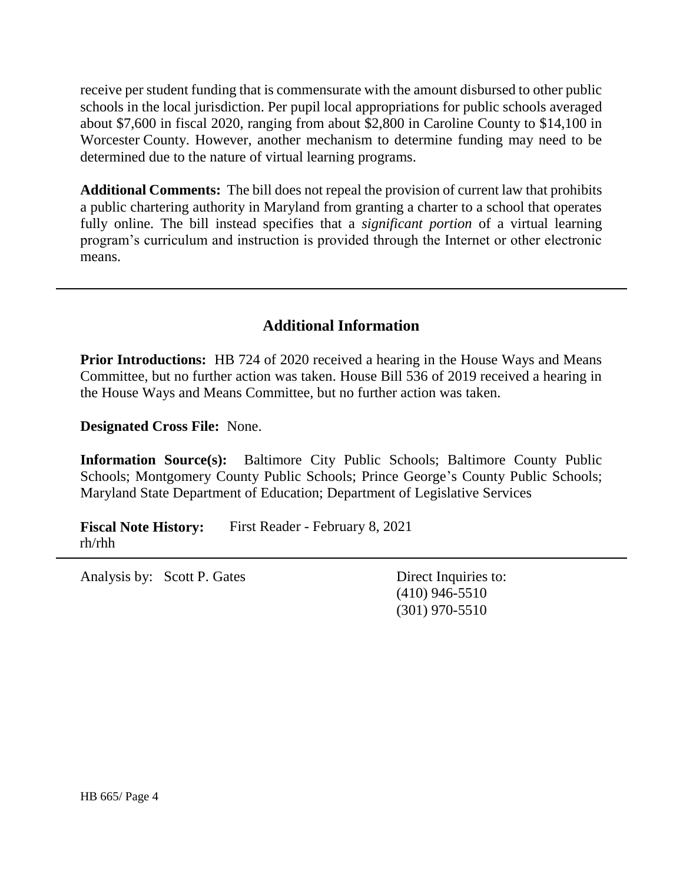receive per student funding that is commensurate with the amount disbursed to other public schools in the local jurisdiction. Per pupil local appropriations for public schools averaged about $7,600 in fiscal 2020, ranging from about $2,800 in Caroline County to $14,100 in Worcester County. However, another mechanism to determine funding may need to be determined due to the nature of virtual learning programs.

**Additional Comments:** The bill does not repeal the provision of current law that prohibits a public chartering authority in Maryland from granting a charter to a school that operates fully online. The bill instead specifies that a *significant portion* of a virtual learning program's curriculum and instruction is provided through the Internet or other electronic means.

---

## Additional Information

**Prior Introductions:** HB 724 of 2020 received a hearing in the House Ways and Means Committee, but no further action was taken. House Bill 536 of 2019 received a hearing in the House Ways and Means Committee, but no further action was taken.

**Designated Cross File:** None.

**Information Source(s):** Baltimore City Public Schools; Baltimore County Public Schools; Montgomery County Public Schools; Prince George's County Public Schools; Maryland State Department of Education; Department of Legislative Services

**Fiscal Note History:** First Reader - February 8, 2021
rh/rhh

---

Analysis by: Scott P. Gates

Direct Inquiries to:
(410) 946-5510
(301) 970-5510